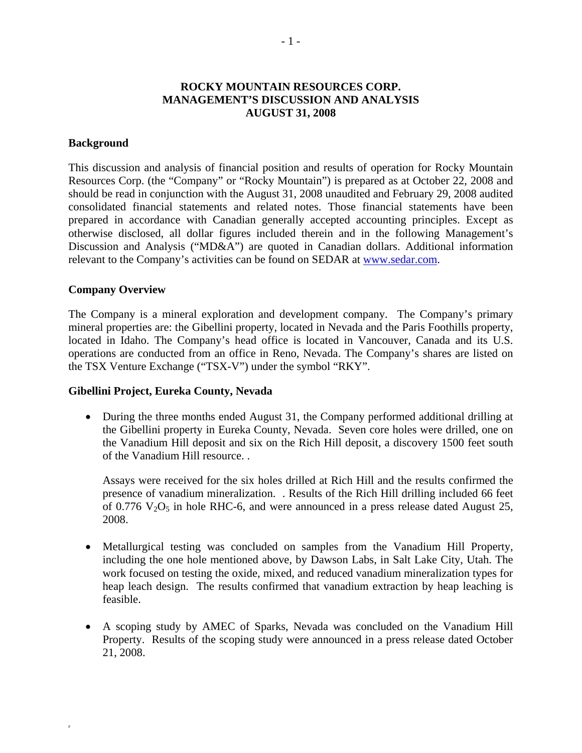# ROCKY MOUNTAIN RESOURCES CORP.
# MANAGEMENT'S DISCUSSION AND ANALYSIS
# AUGUST 31, 2008

## Background

This discussion and analysis of financial position and results of operation for Rocky Mountain Resources Corp. (the "Company" or "Rocky Mountain") is prepared as at October 22, 2008 and should be read in conjunction with the August 31, 2008 unaudited and February 29, 2008 audited consolidated financial statements and related notes. Those financial statements have been prepared in accordance with Canadian generally accepted accounting principles. Except as otherwise disclosed, all dollar figures included therein and in the following Management's Discussion and Analysis ("MD&A") are quoted in Canadian dollars. Additional information relevant to the Company's activities can be found on SEDAR at www.sedar.com.

## Company Overview

The Company is a mineral exploration and development company. The Company's primary mineral properties are: the Gibellini property, located in Nevada and the Paris Foothills property, located in Idaho. The Company's head office is located in Vancouver, Canada and its U.S. operations are conducted from an office in Reno, Nevada. The Company's shares are listed on the TSX Venture Exchange ("TSX-V") under the symbol "RKY".

## Gibellini Project, Eureka County, Nevada

- During the three months ended August 31, the Company performed additional drilling at the Gibellini property in Eureka County, Nevada. Seven core holes were drilled, one on the Vanadium Hill deposit and six on the Rich Hill deposit, a discovery 1500 feet south of the Vanadium Hill resource. .

  Assays were received for the six holes drilled at Rich Hill and the results confirmed the presence of vanadium mineralization. . Results of the Rich Hill drilling included 66 feet of 0.776 $V_2O_5$ in hole RHC-6, and were announced in a press release dated August 25, 2008.

- Metallurgical testing was concluded on samples from the Vanadium Hill Property, including the one hole mentioned above, by Dawson Labs, in Salt Lake City, Utah. The work focused on testing the oxide, mixed, and reduced vanadium mineralization types for heap leach design. The results confirmed that vanadium extraction by heap leaching is feasible.

- A scoping study by AMEC of Sparks, Nevada was concluded on the Vanadium Hill Property. Results of the scoping study were announced in a press release dated October 21, 2008.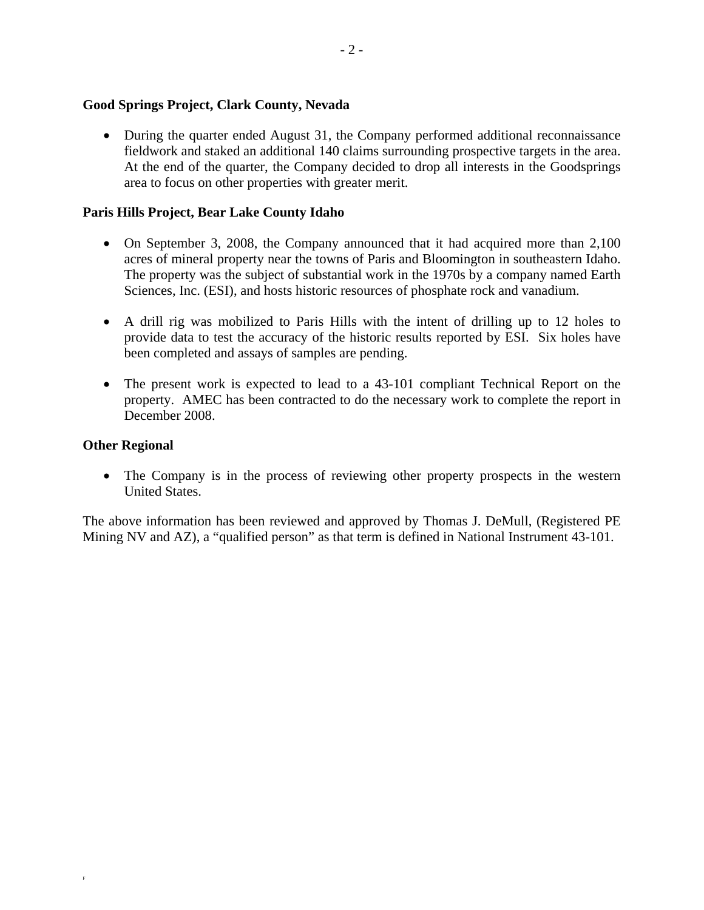**Good Springs Project, Clark County, Nevada**

- During the quarter ended August 31, the Company performed additional reconnaissance fieldwork and staked an additional 140 claims surrounding prospective targets in the area. At the end of the quarter, the Company decided to drop all interests in the Goodsprings area to focus on other properties with greater merit.

**Paris Hills Project, Bear Lake County Idaho**

- On September 3, 2008, the Company announced that it had acquired more than 2,100 acres of mineral property near the towns of Paris and Bloomington in southeastern Idaho. The property was the subject of substantial work in the 1970s by a company named Earth Sciences, Inc. (ESI), and hosts historic resources of phosphate rock and vanadium.

- A drill rig was mobilized to Paris Hills with the intent of drilling up to 12 holes to provide data to test the accuracy of the historic results reported by ESI. Six holes have been completed and assays of samples are pending.

- The present work is expected to lead to a 43-101 compliant Technical Report on the property. AMEC has been contracted to do the necessary work to complete the report in December 2008.

**Other Regional**

- The Company is in the process of reviewing other property prospects in the western United States.

The above information has been reviewed and approved by Thomas J. DeMull, (Registered PE Mining NV and AZ), a "qualified person" as that term is defined in National Instrument 43-101.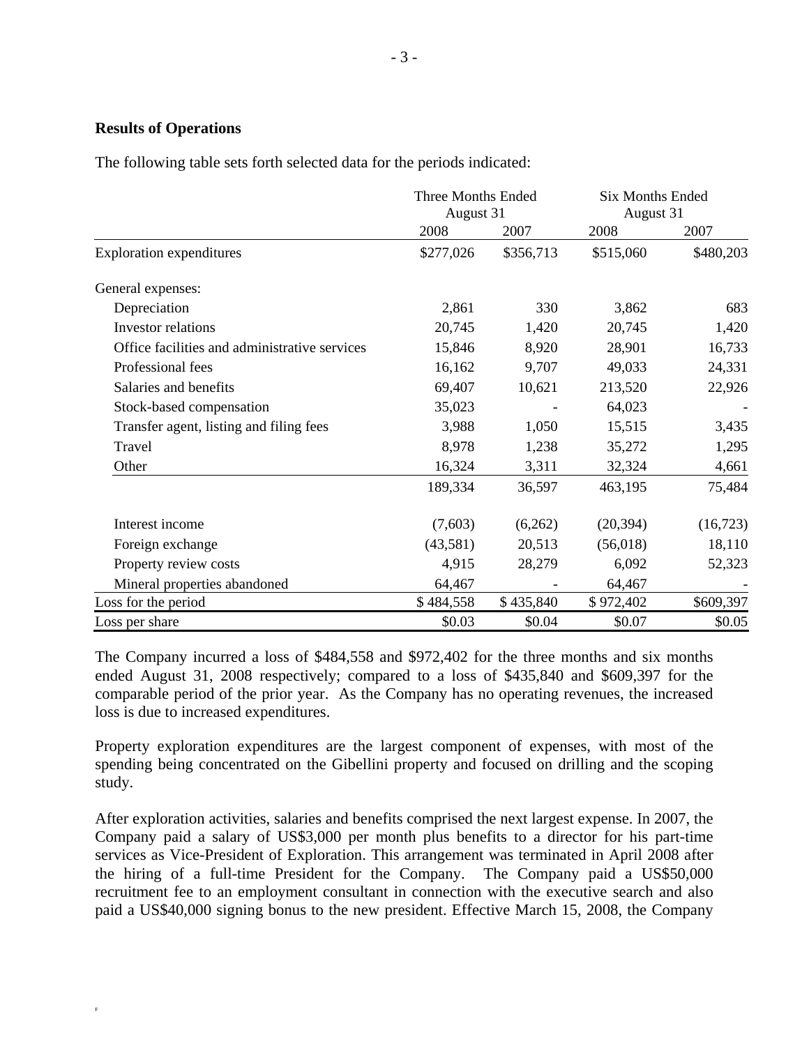**Results of Operations**

The following table sets forth selected data for the periods indicated:

| | Three Months Ended August 31 | | Six Months Ended August 31 | |
|---|---|---|---|---|
| | 2008 | 2007 | 2008 | 2007 |
| Exploration expenditures | $277,026 | $356,713 | $515,060 | $480,203 |
| General expenses: | | | | |
| Depreciation | 2,861 | 330 | 3,862 | 683 |
| Investor relations | 20,745 | 1,420 | 20,745 | 1,420 |
| Office facilities and administrative services | 15,846 | 8,920 | 28,901 | 16,733 |
| Professional fees | 16,162 | 9,707 | 49,033 | 24,331 |
| Salaries and benefits | 69,407 | 10,621 | 213,520 | 22,926 |
| Stock-based compensation | 35,023 | - | 64,023 | - |
| Transfer agent, listing and filing fees | 3,988 | 1,050 | 15,515 | 3,435 |
| Travel | 8,978 | 1,238 | 35,272 | 1,295 |
| Other | 16,324 | 3,311 | 32,324 | 4,661 |
| | 189,334 | 36,597 | 463,195 | 75,484 |
| Interest income | (7,603) | (6,262) | (20,394) | (16,723) |
| Foreign exchange | (43,581) | 20,513 | (56,018) | 18,110 |
| Property review costs | 4,915 | 28,279 | 6,092 | 52,323 |
| Mineral properties abandoned | 64,467 | - | 64,467 | - |
| Loss for the period | $ 484,558 | $ 435,840 | $ 972,402 | $609,397 |
| Loss per share | $0.03 | $0.04 | $0.07 | $0.05 |

The Company incurred a loss of $484,558 and $972,402 for the three months and six months ended August 31, 2008 respectively; compared to a loss of $435,840 and $609,397 for the comparable period of the prior year. As the Company has no operating revenues, the increased loss is due to increased expenditures.

Property exploration expenditures are the largest component of expenses, with most of the spending being concentrated on the Gibellini property and focused on drilling and the scoping study.

After exploration activities, salaries and benefits comprised the next largest expense. In 2007, the Company paid a salary of US$3,000 per month plus benefits to a director for his part-time services as Vice-President of Exploration. This arrangement was terminated in April 2008 after the hiring of a full-time President for the Company. The Company paid a US$50,000 recruitment fee to an employment consultant in connection with the executive search and also paid a US$40,000 signing bonus to the new president. Effective March 15, 2008, the Company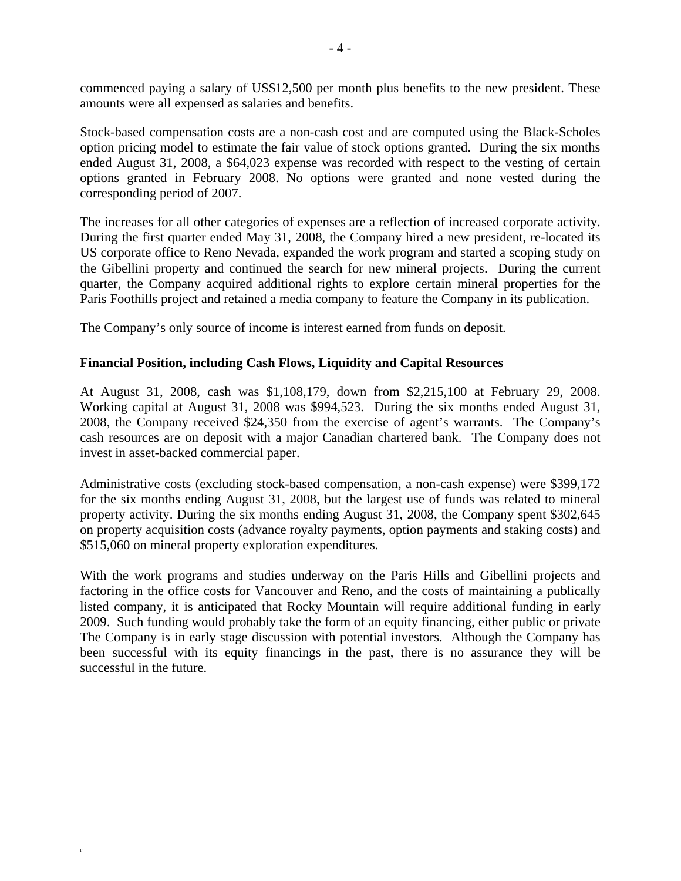commenced paying a salary of US$12,500 per month plus benefits to the new president. These amounts were all expensed as salaries and benefits.

Stock-based compensation costs are a non-cash cost and are computed using the Black-Scholes option pricing model to estimate the fair value of stock options granted. During the six months ended August 31, 2008, a $64,023 expense was recorded with respect to the vesting of certain options granted in February 2008. No options were granted and none vested during the corresponding period of 2007.

The increases for all other categories of expenses are a reflection of increased corporate activity. During the first quarter ended May 31, 2008, the Company hired a new president, re-located its US corporate office to Reno Nevada, expanded the work program and started a scoping study on the Gibellini property and continued the search for new mineral projects. During the current quarter, the Company acquired additional rights to explore certain mineral properties for the Paris Foothills project and retained a media company to feature the Company in its publication.

The Company's only source of income is interest earned from funds on deposit.

**Financial Position, including Cash Flows, Liquidity and Capital Resources**

At August 31, 2008, cash was $1,108,179, down from $2,215,100 at February 29, 2008. Working capital at August 31, 2008 was $994,523. During the six months ended August 31, 2008, the Company received $24,350 from the exercise of agent's warrants. The Company's cash resources are on deposit with a major Canadian chartered bank. The Company does not invest in asset-backed commercial paper.

Administrative costs (excluding stock-based compensation, a non-cash expense) were $399,172 for the six months ending August 31, 2008, but the largest use of funds was related to mineral property activity. During the six months ending August 31, 2008, the Company spent $302,645 on property acquisition costs (advance royalty payments, option payments and staking costs) and $515,060 on mineral property exploration expenditures.

With the work programs and studies underway on the Paris Hills and Gibellini projects and factoring in the office costs for Vancouver and Reno, and the costs of maintaining a publically listed company, it is anticipated that Rocky Mountain will require additional funding in early 2009. Such funding would probably take the form of an equity financing, either public or private The Company is in early stage discussion with potential investors. Although the Company has been successful with its equity financings in the past, there is no assurance they will be successful in the future.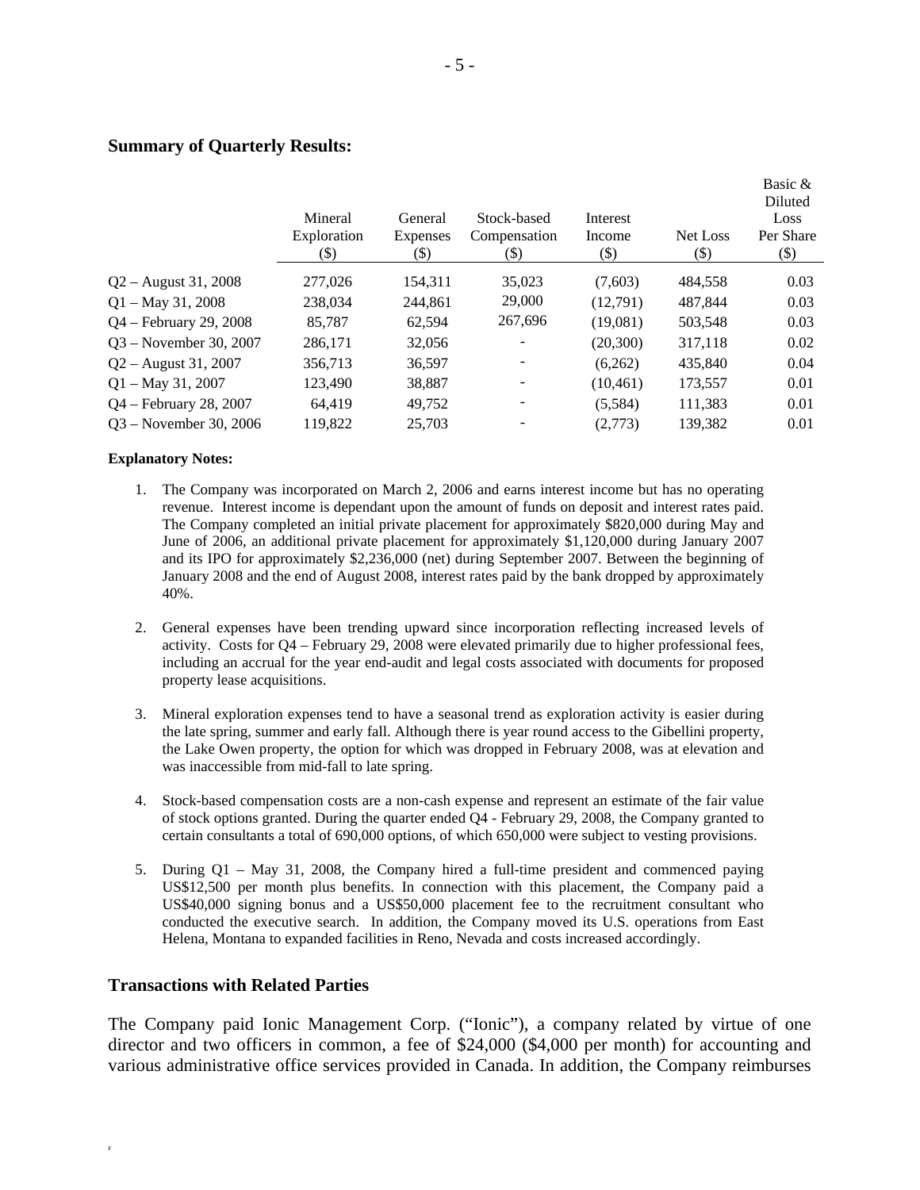## Summary of Quarterly Results:

| | Mineral Exploration ($) | General Expenses ($) | Stock-based Compensation ($) | Interest Income ($) | Net Loss ($) | Basic & Diluted Loss Per Share ($) |
|---|---|---|---|---|---|---|
| Q2 – August 31, 2008 | 277,026 | 154,311 | 35,023 | (7,603) | 484,558 | 0.03 |
| Q1 – May 31, 2008 | 238,034 | 244,861 | 29,000 | (12,791) | 487,844 | 0.03 |
| Q4 – February 29, 2008 | 85,787 | 62,594 | 267,696 | (19,081) | 503,548 | 0.03 |
| Q3 – November 30, 2007 | 286,171 | 32,056 | - | (20,300) | 317,118 | 0.02 |
| Q2 – August 31, 2007 | 356,713 | 36,597 | - | (6,262) | 435,840 | 0.04 |
| Q1 – May 31, 2007 | 123,490 | 38,887 | - | (10,461) | 173,557 | 0.01 |
| Q4 – February 28, 2007 | 64,419 | 49,752 | - | (5,584) | 111,383 | 0.01 |
| Q3 – November 30, 2006 | 119,822 | 25,703 | - | (2,773) | 139,382 | 0.01 |

**Explanatory Notes:**

1. The Company was incorporated on March 2, 2006 and earns interest income but has no operating revenue. Interest income is dependant upon the amount of funds on deposit and interest rates paid. The Company completed an initial private placement for approximately $820,000 during May and June of 2006, an additional private placement for approximately $1,120,000 during January 2007 and its IPO for approximately $2,236,000 (net) during September 2007. Between the beginning of January 2008 and the end of August 2008, interest rates paid by the bank dropped by approximately 40%.

2. General expenses have been trending upward since incorporation reflecting increased levels of activity. Costs for Q4 – February 29, 2008 were elevated primarily due to higher professional fees, including an accrual for the year end-audit and legal costs associated with documents for proposed property lease acquisitions.

3. Mineral exploration expenses tend to have a seasonal trend as exploration activity is easier during the late spring, summer and early fall. Although there is year round access to the Gibellini property, the Lake Owen property, the option for which was dropped in February 2008, was at elevation and was inaccessible from mid-fall to late spring.

4. Stock-based compensation costs are a non-cash expense and represent an estimate of the fair value of stock options granted. During the quarter ended Q4 - February 29, 2008, the Company granted to certain consultants a total of 690,000 options, of which 650,000 were subject to vesting provisions.

5. During Q1 – May 31, 2008, the Company hired a full-time president and commenced paying US$12,500 per month plus benefits. In connection with this placement, the Company paid a US$40,000 signing bonus and a US$50,000 placement fee to the recruitment consultant who conducted the executive search. In addition, the Company moved its U.S. operations from East Helena, Montana to expanded facilities in Reno, Nevada and costs increased accordingly.

## Transactions with Related Parties

The Company paid Ionic Management Corp. ("Ionic"), a company related by virtue of one director and two officers in common, a fee of $24,000 ($4,000 per month) for accounting and various administrative office services provided in Canada. In addition, the Company reimburses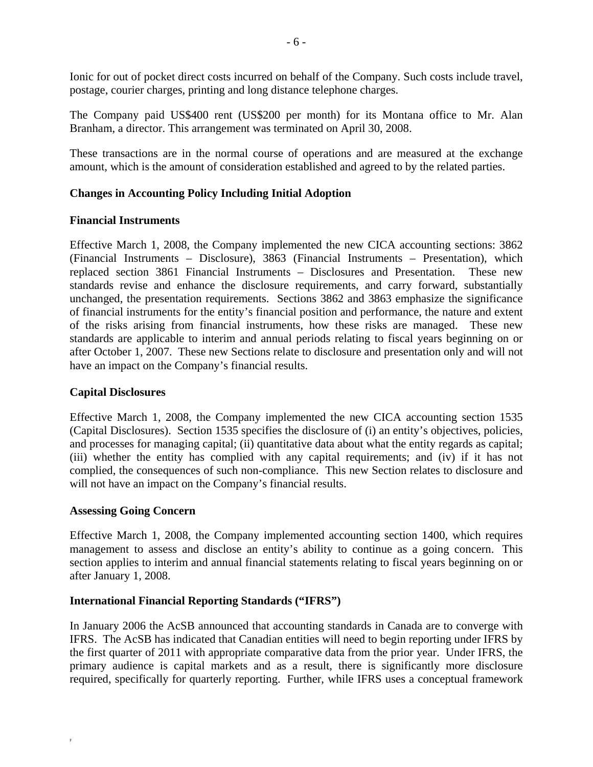Ionic for out of pocket direct costs incurred on behalf of the Company. Such costs include travel, postage, courier charges, printing and long distance telephone charges.

The Company paid US$400 rent (US$200 per month) for its Montana office to Mr. Alan Branham, a director. This arrangement was terminated on April 30, 2008.

These transactions are in the normal course of operations and are measured at the exchange amount, which is the amount of consideration established and agreed to by the related parties.

**Changes in Accounting Policy Including Initial Adoption**

**Financial Instruments**

Effective March 1, 2008, the Company implemented the new CICA accounting sections: 3862 (Financial Instruments – Disclosure), 3863 (Financial Instruments – Presentation), which replaced section 3861 Financial Instruments – Disclosures and Presentation. These new standards revise and enhance the disclosure requirements, and carry forward, substantially unchanged, the presentation requirements. Sections 3862 and 3863 emphasize the significance of financial instruments for the entity's financial position and performance, the nature and extent of the risks arising from financial instruments, how these risks are managed. These new standards are applicable to interim and annual periods relating to fiscal years beginning on or after October 1, 2007. These new Sections relate to disclosure and presentation only and will not have an impact on the Company's financial results.

**Capital Disclosures**

Effective March 1, 2008, the Company implemented the new CICA accounting section 1535 (Capital Disclosures). Section 1535 specifies the disclosure of (i) an entity's objectives, policies, and processes for managing capital; (ii) quantitative data about what the entity regards as capital; (iii) whether the entity has complied with any capital requirements; and (iv) if it has not complied, the consequences of such non-compliance. This new Section relates to disclosure and will not have an impact on the Company's financial results.

**Assessing Going Concern**

Effective March 1, 2008, the Company implemented accounting section 1400, which requires management to assess and disclose an entity's ability to continue as a going concern. This section applies to interim and annual financial statements relating to fiscal years beginning on or after January 1, 2008.

**International Financial Reporting Standards ("IFRS")**

In January 2006 the AcSB announced that accounting standards in Canada are to converge with IFRS. The AcSB has indicated that Canadian entities will need to begin reporting under IFRS by the first quarter of 2011 with appropriate comparative data from the prior year. Under IFRS, the primary audience is capital markets and as a result, there is significantly more disclosure required, specifically for quarterly reporting. Further, while IFRS uses a conceptual framework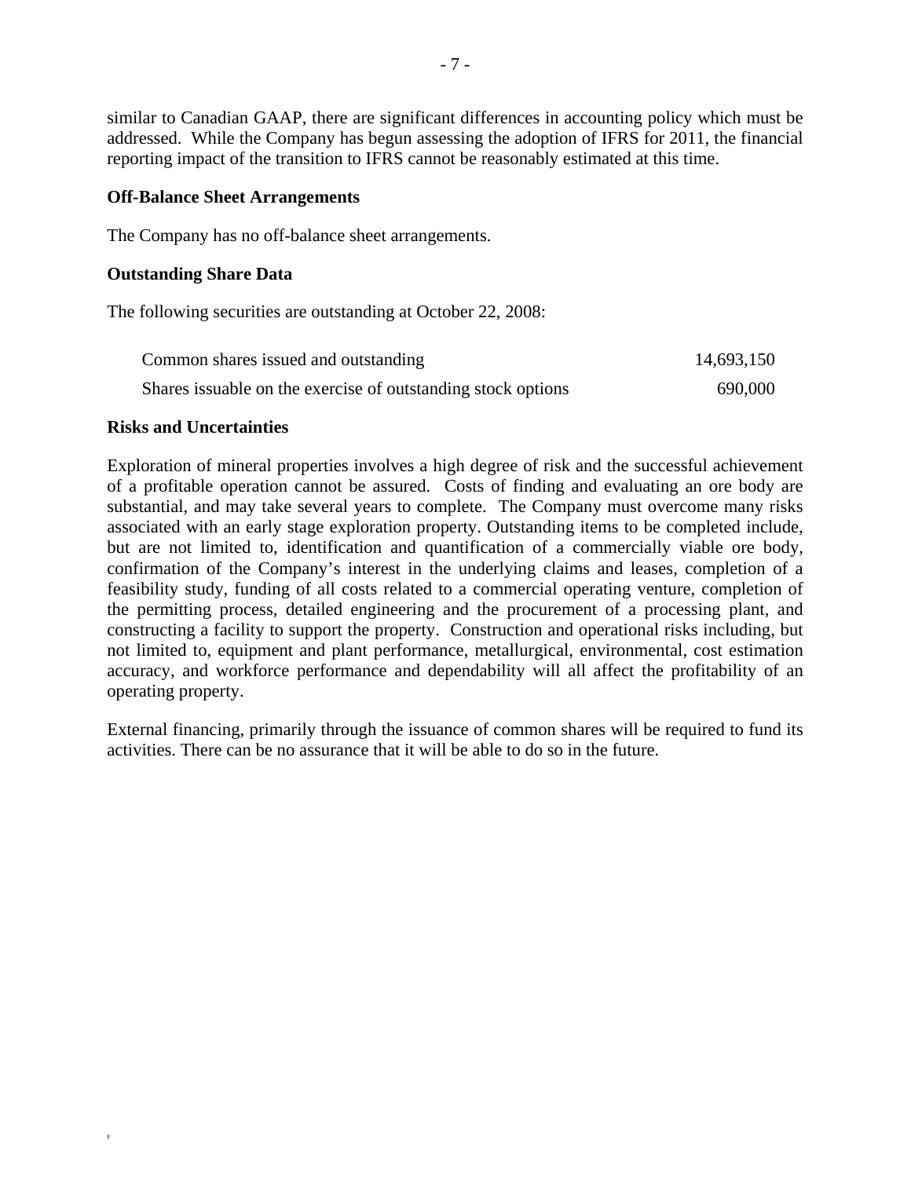similar to Canadian GAAP, there are significant differences in accounting policy which must be addressed. While the Company has begun assessing the adoption of IFRS for 2011, the financial reporting impact of the transition to IFRS cannot be reasonably estimated at this time.

**Off-Balance Sheet Arrangements**

The Company has no off-balance sheet arrangements.

**Outstanding Share Data**

The following securities are outstanding at October 22, 2008:

| | |
|---|---|
| Common shares issued and outstanding | 14,693,150 |
| Shares issuable on the exercise of outstanding stock options | 690,000 |

**Risks and Uncertainties**

Exploration of mineral properties involves a high degree of risk and the successful achievement of a profitable operation cannot be assured. Costs of finding and evaluating an ore body are substantial, and may take several years to complete. The Company must overcome many risks associated with an early stage exploration property. Outstanding items to be completed include, but are not limited to, identification and quantification of a commercially viable ore body, confirmation of the Company's interest in the underlying claims and leases, completion of a feasibility study, funding of all costs related to a commercial operating venture, completion of the permitting process, detailed engineering and the procurement of a processing plant, and constructing a facility to support the property. Construction and operational risks including, but not limited to, equipment and plant performance, metallurgical, environmental, cost estimation accuracy, and workforce performance and dependability will all affect the profitability of an operating property.

External financing, primarily through the issuance of common shares will be required to fund its activities. There can be no assurance that it will be able to do so in the future.